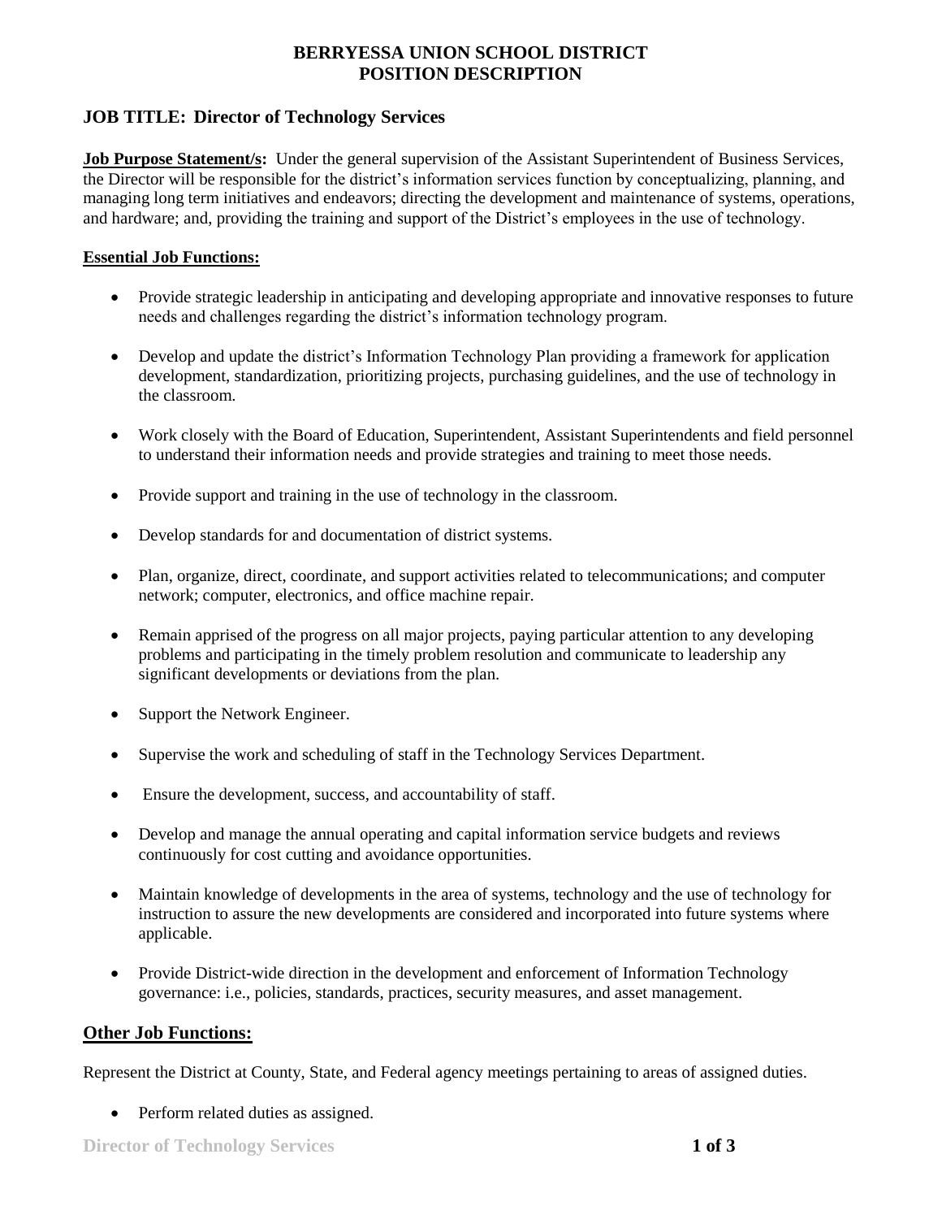# BERRYESSA UNION SCHOOL DISTRICT
# POSITION DESCRIPTION

## JOB TITLE: Director of Technology Services

**Job Purpose Statement/s:** Under the general supervision of the Assistant Superintendent of Business Services, the Director will be responsible for the district's information services function by conceptualizing, planning, and managing long term initiatives and endeavors; directing the development and maintenance of systems, operations, and hardware; and, providing the training and support of the District's employees in the use of technology.

**Essential Job Functions:**

- Provide strategic leadership in anticipating and developing appropriate and innovative responses to future needs and challenges regarding the district's information technology program.
- Develop and update the district's Information Technology Plan providing a framework for application development, standardization, prioritizing projects, purchasing guidelines, and the use of technology in the classroom.
- Work closely with the Board of Education, Superintendent, Assistant Superintendents and field personnel to understand their information needs and provide strategies and training to meet those needs.
- Provide support and training in the use of technology in the classroom.
- Develop standards for and documentation of district systems.
- Plan, organize, direct, coordinate, and support activities related to telecommunications; and computer network; computer, electronics, and office machine repair.
- Remain apprised of the progress on all major projects, paying particular attention to any developing problems and participating in the timely problem resolution and communicate to leadership any significant developments or deviations from the plan.
- Support the Network Engineer.
- Supervise the work and scheduling of staff in the Technology Services Department.
- Ensure the development, success, and accountability of staff.
- Develop and manage the annual operating and capital information service budgets and reviews continuously for cost cutting and avoidance opportunities.
- Maintain knowledge of developments in the area of systems, technology and the use of technology for instruction to assure the new developments are considered and incorporated into future systems where applicable.
- Provide District-wide direction in the development and enforcement of Information Technology governance: i.e., policies, standards, practices, security measures, and asset management.

## Other Job Functions:

Represent the District at County, State, and Federal agency meetings pertaining to areas of assigned duties.

- Perform related duties as assigned.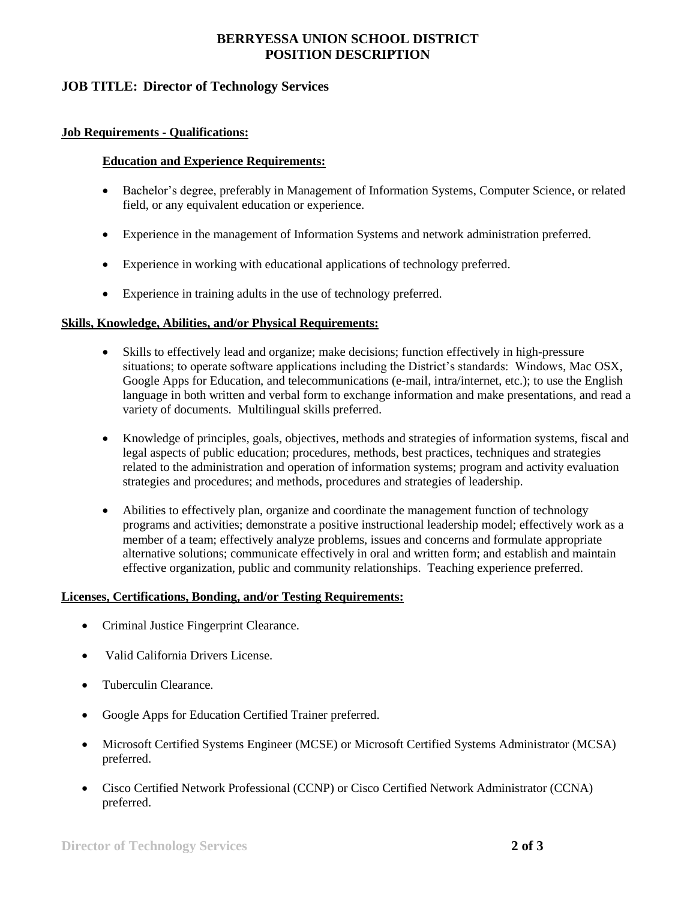**BERRYESSA UNION SCHOOL DISTRICT**
**POSITION DESCRIPTION**

## JOB TITLE: Director of Technology Services

### Job Requirements - Qualifications:

#### Education and Experience Requirements:

- Bachelor's degree, preferably in Management of Information Systems, Computer Science, or related field, or any equivalent education or experience.
- Experience in the management of Information Systems and network administration preferred.
- Experience in working with educational applications of technology preferred.
- Experience in training adults in the use of technology preferred.

### Skills, Knowledge, Abilities, and/or Physical Requirements:

- Skills to effectively lead and organize; make decisions; function effectively in high-pressure situations; to operate software applications including the District's standards: Windows, Mac OSX, Google Apps for Education, and telecommunications (e-mail, intra/internet, etc.); to use the English language in both written and verbal form to exchange information and make presentations, and read a variety of documents. Multilingual skills preferred.
- Knowledge of principles, goals, objectives, methods and strategies of information systems, fiscal and legal aspects of public education; procedures, methods, best practices, techniques and strategies related to the administration and operation of information systems; program and activity evaluation strategies and procedures; and methods, procedures and strategies of leadership.
- Abilities to effectively plan, organize and coordinate the management function of technology programs and activities; demonstrate a positive instructional leadership model; effectively work as a member of a team; effectively analyze problems, issues and concerns and formulate appropriate alternative solutions; communicate effectively in oral and written form; and establish and maintain effective organization, public and community relationships. Teaching experience preferred.

### Licenses, Certifications, Bonding, and/or Testing Requirements:

- Criminal Justice Fingerprint Clearance.
- Valid California Drivers License.
- Tuberculin Clearance.
- Google Apps for Education Certified Trainer preferred.
- Microsoft Certified Systems Engineer (MCSE) or Microsoft Certified Systems Administrator (MCSA) preferred.
- Cisco Certified Network Professional (CCNP) or Cisco Certified Network Administrator (CCNA) preferred.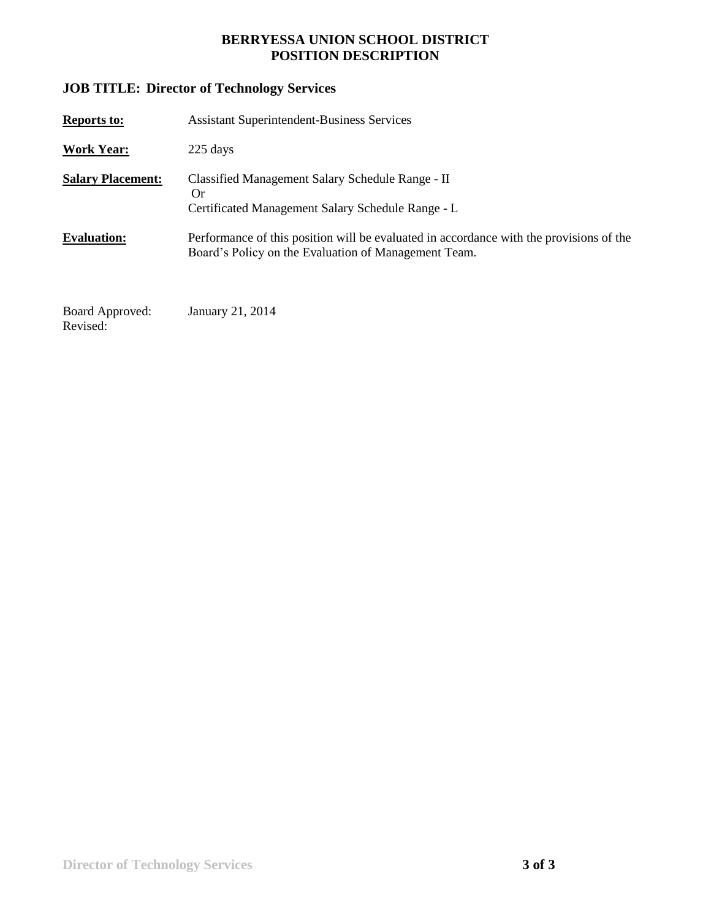**BERRYESSA UNION SCHOOL DISTRICT**
**POSITION DESCRIPTION**

## JOB TITLE: Director of Technology Services

**Reports to:** Assistant Superintendent-Business Services

**Work Year:** 225 days

**Salary Placement:** Classified Management Salary Schedule Range - II
Or
Certificated Management Salary Schedule Range - L

**Evaluation:** Performance of this position will be evaluated in accordance with the provisions of the Board's Policy on the Evaluation of Management Team.

Board Approved: January 21, 2014
Revised: